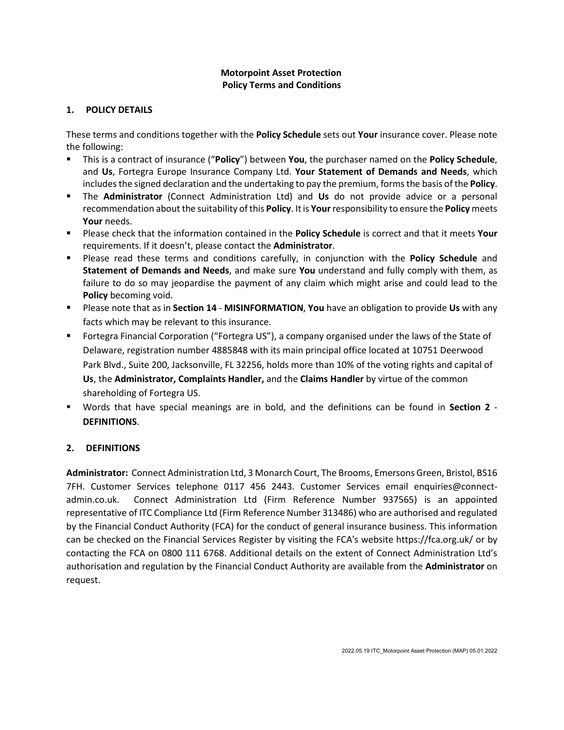# Motorpoint Asset Protection
# Policy Terms and Conditions

## 1. POLICY DETAILS

These terms and conditions together with the **Policy Schedule** sets out **Your** insurance cover. Please note the following:

- This is a contract of insurance ("**Policy**") between **You**, the purchaser named on the **Policy Schedule**, and **Us**, Fortegra Europe Insurance Company Ltd. **Your Statement of Demands and Needs**, which includes the signed declaration and the undertaking to pay the premium, forms the basis of the **Policy**.
- The **Administrator** (Connect Administration Ltd) and **Us** do not provide advice or a personal recommendation about the suitability of this **Policy**. It is **Your** responsibility to ensure the **Policy** meets **Your** needs.
- Please check that the information contained in the **Policy Schedule** is correct and that it meets **Your** requirements. If it doesn't, please contact the **Administrator**.
- Please read these terms and conditions carefully, in conjunction with the **Policy Schedule** and **Statement of Demands and Needs**, and make sure **You** understand and fully comply with them, as failure to do so may jeopardise the payment of any claim which might arise and could lead to the **Policy** becoming void.
- Please note that as in **Section 14** - **MISINFORMATION**, **You** have an obligation to provide **Us** with any facts which may be relevant to this insurance.
- Fortegra Financial Corporation ("Fortegra US"), a company organised under the laws of the State of Delaware, registration number 4885848 with its main principal office located at 10751 Deerwood Park Blvd., Suite 200, Jacksonville, FL 32256, holds more than 10% of the voting rights and capital of **Us**, the **Administrator, Complaints Handler,** and the **Claims Handler** by virtue of the common shareholding of Fortegra US.
- Words that have special meanings are in bold, and the definitions can be found in **Section 2** - **DEFINITIONS**.

## 2. DEFINITIONS

**Administrator:** Connect Administration Ltd, 3 Monarch Court, The Brooms, Emersons Green, Bristol, BS16 7FH. Customer Services telephone 0117 456 2443. Customer Services email enquiries@connect-admin.co.uk. Connect Administration Ltd (Firm Reference Number 937565) is an appointed representative of ITC Compliance Ltd (Firm Reference Number 313486) who are authorised and regulated by the Financial Conduct Authority (FCA) for the conduct of general insurance business. This information can be checked on the Financial Services Register by visiting the FCA's website https://fca.org.uk/ or by contacting the FCA on 0800 111 6768. Additional details on the extent of Connect Administration Ltd's authorisation and regulation by the Financial Conduct Authority are available from the **Administrator** on request.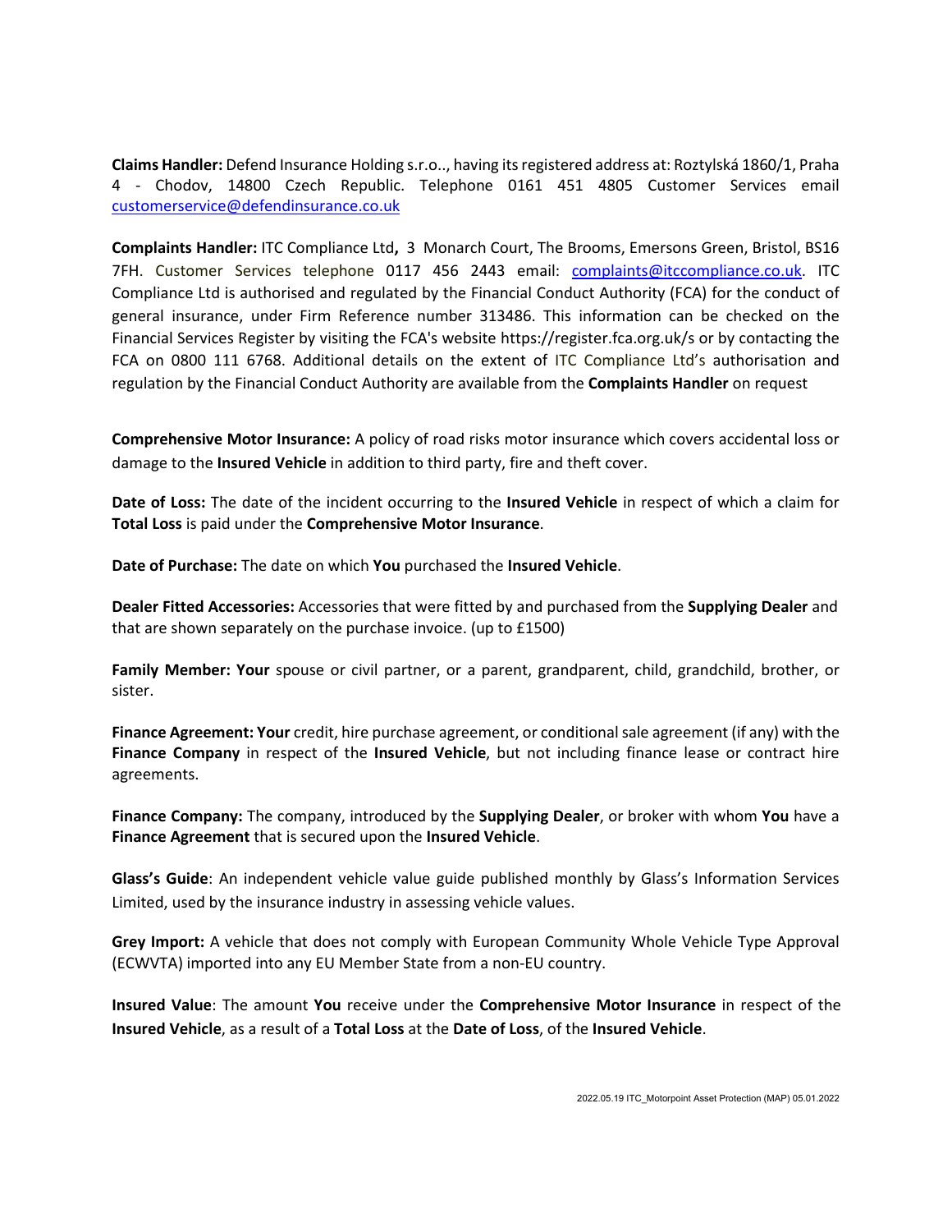**Claims Handler:** Defend Insurance Holding s.r.o.., having its registered address at: Roztylská 1860/1, Praha 4 - Chodov, 14800 Czech Republic. Telephone 0161 451 4805 Customer Services email customerservice@defendinsurance.co.uk

**Complaints Handler:** ITC Compliance Ltd**,** 3 Monarch Court, The Brooms, Emersons Green, Bristol, BS16 7FH. Customer Services telephone 0117 456 2443 email: complaints@itccompliance.co.uk. ITC Compliance Ltd is authorised and regulated by the Financial Conduct Authority (FCA) for the conduct of general insurance, under Firm Reference number 313486. This information can be checked on the Financial Services Register by visiting the FCA's website https://register.fca.org.uk/s or by contacting the FCA on 0800 111 6768. Additional details on the extent of ITC Compliance Ltd's authorisation and regulation by the Financial Conduct Authority are available from the **Complaints Handler** on request

**Comprehensive Motor Insurance:** A policy of road risks motor insurance which covers accidental loss or damage to the **Insured Vehicle** in addition to third party, fire and theft cover.

**Date of Loss:** The date of the incident occurring to the **Insured Vehicle** in respect of which a claim for **Total Loss** is paid under the **Comprehensive Motor Insurance**.

**Date of Purchase:** The date on which **You** purchased the **Insured Vehicle**.

**Dealer Fitted Accessories:** Accessories that were fitted by and purchased from the **Supplying Dealer** and that are shown separately on the purchase invoice. (up to £1500)

**Family Member: Your** spouse or civil partner, or a parent, grandparent, child, grandchild, brother, or sister.

**Finance Agreement: Your** credit, hire purchase agreement, or conditional sale agreement (if any) with the **Finance Company** in respect of the **Insured Vehicle**, but not including finance lease or contract hire agreements.

**Finance Company:** The company, introduced by the **Supplying Dealer**, or broker with whom **You** have a **Finance Agreement** that is secured upon the **Insured Vehicle**.

**Glass's Guide**: An independent vehicle value guide published monthly by Glass's Information Services Limited, used by the insurance industry in assessing vehicle values.

**Grey Import:** A vehicle that does not comply with European Community Whole Vehicle Type Approval (ECWVTA) imported into any EU Member State from a non-EU country.

**Insured Value**: The amount **You** receive under the **Comprehensive Motor Insurance** in respect of the **Insured Vehicle**, as a result of a **Total Loss** at the **Date of Loss**, of the **Insured Vehicle**.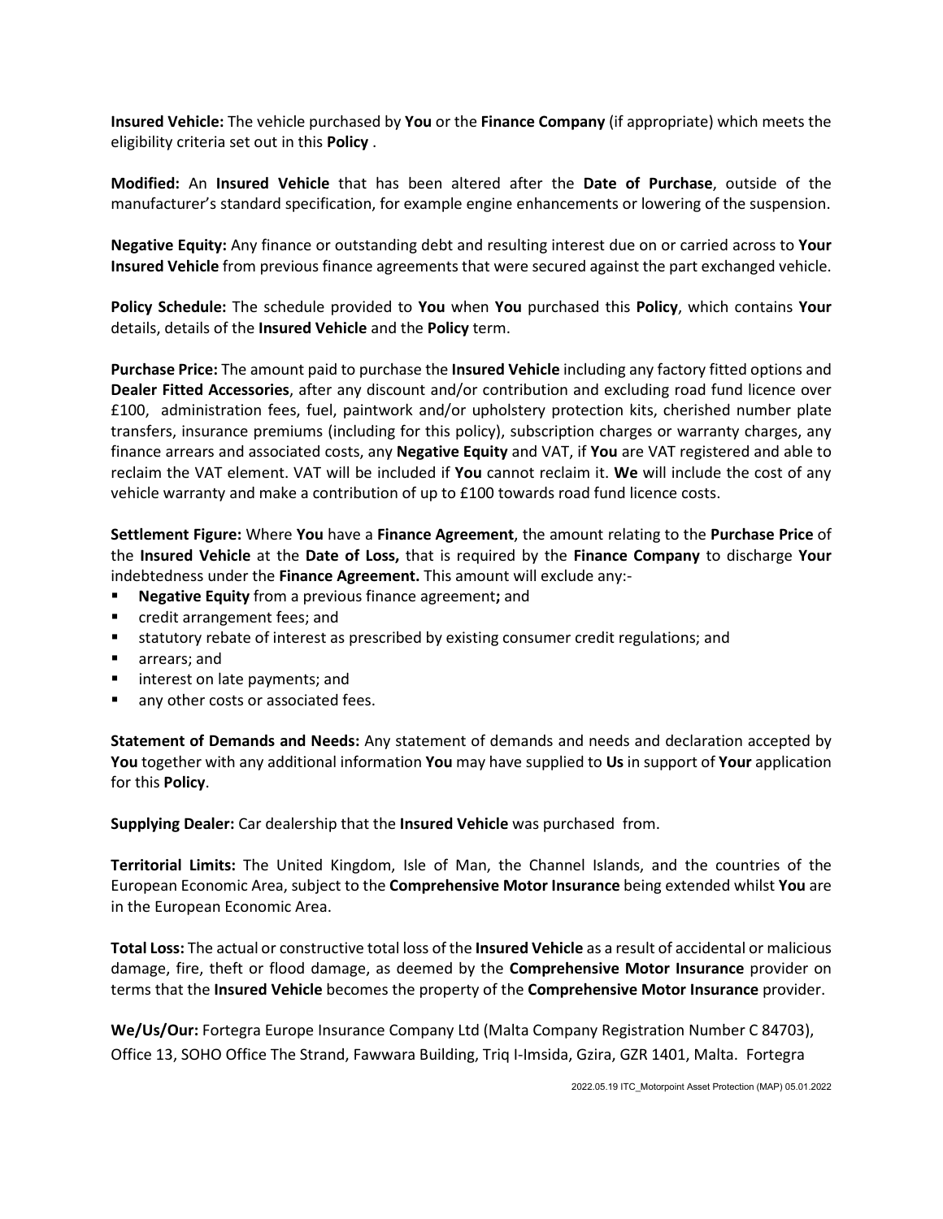**Insured Vehicle:** The vehicle purchased by **You** or the **Finance Company** (if appropriate) which meets the eligibility criteria set out in this **Policy** .

**Modified:** An **Insured Vehicle** that has been altered after the **Date of Purchase**, outside of the manufacturer's standard specification, for example engine enhancements or lowering of the suspension.

**Negative Equity:** Any finance or outstanding debt and resulting interest due on or carried across to **Your Insured Vehicle** from previous finance agreements that were secured against the part exchanged vehicle.

**Policy Schedule:** The schedule provided to **You** when **You** purchased this **Policy**, which contains **Your** details, details of the **Insured Vehicle** and the **Policy** term.

**Purchase Price:** The amount paid to purchase the **Insured Vehicle** including any factory fitted options and **Dealer Fitted Accessories**, after any discount and/or contribution and excluding road fund licence over £100, administration fees, fuel, paintwork and/or upholstery protection kits, cherished number plate transfers, insurance premiums (including for this policy), subscription charges or warranty charges, any finance arrears and associated costs, any **Negative Equity** and VAT, if **You** are VAT registered and able to reclaim the VAT element. VAT will be included if **You** cannot reclaim it. **We** will include the cost of any vehicle warranty and make a contribution of up to £100 towards road fund licence costs.

**Settlement Figure:** Where **You** have a **Finance Agreement**, the amount relating to the **Purchase Price** of the **Insured Vehicle** at the **Date of Loss,** that is required by the **Finance Company** to discharge **Your** indebtedness under the **Finance Agreement.** This amount will exclude any:-

- **Negative Equity** from a previous finance agreement**;** and
- credit arrangement fees; and
- statutory rebate of interest as prescribed by existing consumer credit regulations; and
- arrears; and
- interest on late payments; and
- any other costs or associated fees.

**Statement of Demands and Needs:** Any statement of demands and needs and declaration accepted by **You** together with any additional information **You** may have supplied to **Us** in support of **Your** application for this **Policy**.

**Supplying Dealer:** Car dealership that the **Insured Vehicle** was purchased from.

**Territorial Limits:** The United Kingdom, Isle of Man, the Channel Islands, and the countries of the European Economic Area, subject to the **Comprehensive Motor Insurance** being extended whilst **You** are in the European Economic Area.

**Total Loss:** The actual or constructive total loss of the **Insured Vehicle** as a result of accidental or malicious damage, fire, theft or flood damage, as deemed by the **Comprehensive Motor Insurance** provider on terms that the **Insured Vehicle** becomes the property of the **Comprehensive Motor Insurance** provider.

**We/Us/Our:** Fortegra Europe Insurance Company Ltd (Malta Company Registration Number C 84703), Office 13, SOHO Office The Strand, Fawwara Building, Triq I-Imsida, Gzira, GZR 1401, Malta. Fortegra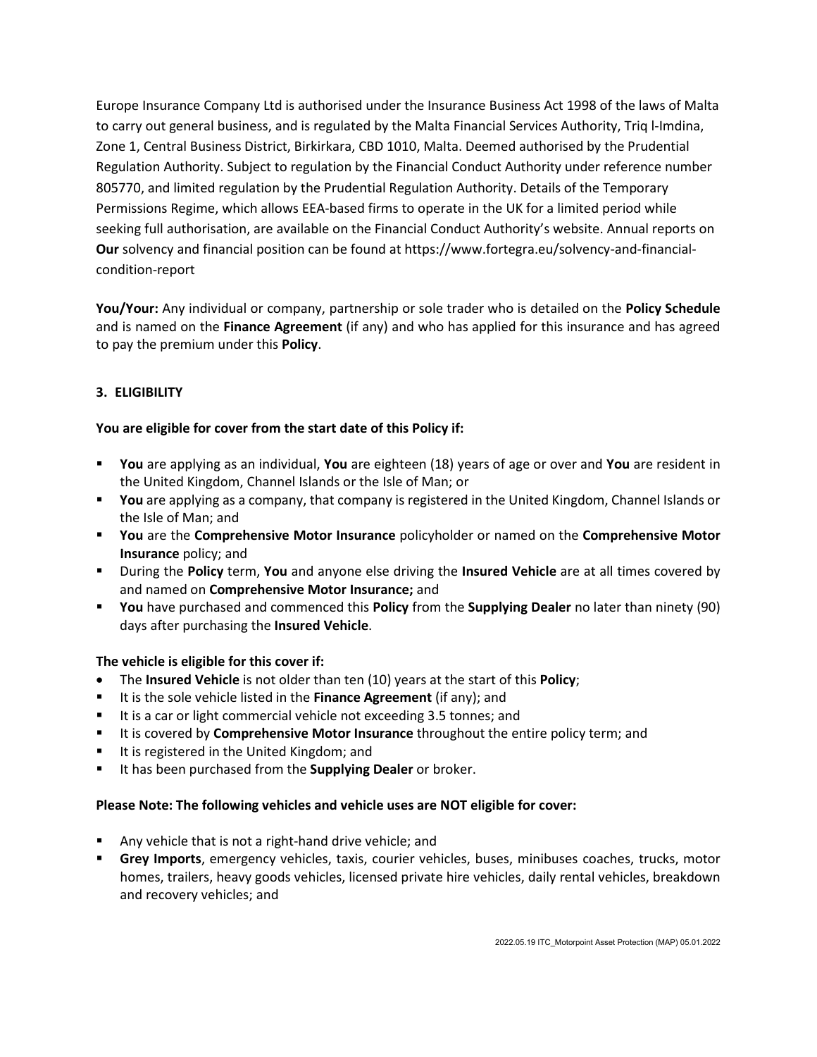Europe Insurance Company Ltd is authorised under the Insurance Business Act 1998 of the laws of Malta to carry out general business, and is regulated by the Malta Financial Services Authority, Triq l-Imdina, Zone 1, Central Business District, Birkirkara, CBD 1010, Malta. Deemed authorised by the Prudential Regulation Authority. Subject to regulation by the Financial Conduct Authority under reference number 805770, and limited regulation by the Prudential Regulation Authority. Details of the Temporary Permissions Regime, which allows EEA-based firms to operate in the UK for a limited period while seeking full authorisation, are available on the Financial Conduct Authority's website. Annual reports on **Our** solvency and financial position can be found at https://www.fortegra.eu/solvency-and-financial-condition-report

**You/Your:** Any individual or company, partnership or sole trader who is detailed on the **Policy Schedule** and is named on the **Finance Agreement** (if any) and who has applied for this insurance and has agreed to pay the premium under this **Policy**.

## 3. ELIGIBILITY

**You are eligible for cover from the start date of this Policy if:**

- **You** are applying as an individual, **You** are eighteen (18) years of age or over and **You** are resident in the United Kingdom, Channel Islands or the Isle of Man; or
- **You** are applying as a company, that company is registered in the United Kingdom, Channel Islands or the Isle of Man; and
- **You** are the **Comprehensive Motor Insurance** policyholder or named on the **Comprehensive Motor Insurance** policy; and
- During the **Policy** term, **You** and anyone else driving the **Insured Vehicle** are at all times covered by and named on **Comprehensive Motor Insurance;** and
- **You** have purchased and commenced this **Policy** from the **Supplying Dealer** no later than ninety (90) days after purchasing the **Insured Vehicle**.

**The vehicle is eligible for this cover if:**

- The **Insured Vehicle** is not older than ten (10) years at the start of this **Policy**;
- It is the sole vehicle listed in the **Finance Agreement** (if any); and
- It is a car or light commercial vehicle not exceeding 3.5 tonnes; and
- It is covered by **Comprehensive Motor Insurance** throughout the entire policy term; and
- It is registered in the United Kingdom; and
- It has been purchased from the **Supplying Dealer** or broker.

**Please Note: The following vehicles and vehicle uses are NOT eligible for cover:**

- Any vehicle that is not a right-hand drive vehicle; and
- **Grey Imports**, emergency vehicles, taxis, courier vehicles, buses, minibuses coaches, trucks, motor homes, trailers, heavy goods vehicles, licensed private hire vehicles, daily rental vehicles, breakdown and recovery vehicles; and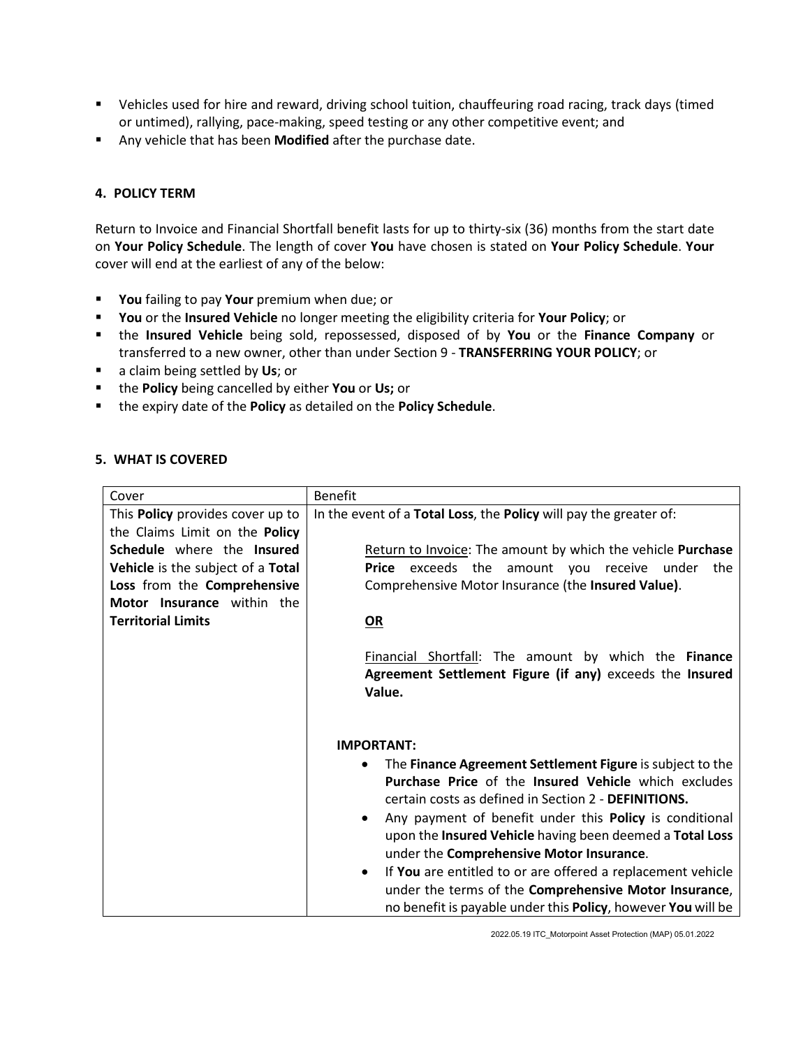- Vehicles used for hire and reward, driving school tuition, chauffeuring road racing, track days (timed or untimed), rallying, pace-making, speed testing or any other competitive event; and
- Any vehicle that has been **Modified** after the purchase date.

#### 4. POLICY TERM

Return to Invoice and Financial Shortfall benefit lasts for up to thirty-six (36) months from the start date on **Your Policy Schedule**. The length of cover **You** have chosen is stated on **Your Policy Schedule**. **Your** cover will end at the earliest of any of the below:

- **You** failing to pay **Your** premium when due; or
- **You** or the **Insured Vehicle** no longer meeting the eligibility criteria for **Your Policy**; or
- the **Insured Vehicle** being sold, repossessed, disposed of by **You** or the **Finance Company** or transferred to a new owner, other than under Section 9 - **TRANSFERRING YOUR POLICY**; or
- a claim being settled by **Us**; or
- the **Policy** being cancelled by either **You** or **Us;** or
- the expiry date of the **Policy** as detailed on the **Policy Schedule**.

#### 5. WHAT IS COVERED

| Cover | Benefit |
|---|---|
| This **Policy** provides cover up to the Claims Limit on the **Policy Schedule** where the **Insured Vehicle** is the subject of a **Total Loss** from the **Comprehensive Motor Insurance** within the **Territorial Limits** | In the event of a **Total Loss**, the **Policy** will pay the greater of:<br><br>Return to Invoice: The amount by which the vehicle **Purchase Price** exceeds the amount you receive under the Comprehensive Motor Insurance (the **Insured Value)**.<br><br>**OR**<br><br>Financial Shortfall: The amount by which the **Finance Agreement Settlement Figure (if any)** exceeds the **Insured Value.**<br><br>**IMPORTANT:**<br>• The **Finance Agreement Settlement Figure** is subject to the **Purchase Price** of the **Insured Vehicle** which excludes certain costs as defined in Section 2 - **DEFINITIONS.**<br>• Any payment of benefit under this **Policy** is conditional upon the **Insured Vehicle** having been deemed a **Total Loss** under the **Comprehensive Motor Insurance**.<br>• If **You** are entitled to or are offered a replacement vehicle under the terms of the **Comprehensive Motor Insurance**, no benefit is payable under this **Policy**, however **You** will be |

2022.05.19 ITC_Motorpoint Asset Protection (MAP) 05.01.2022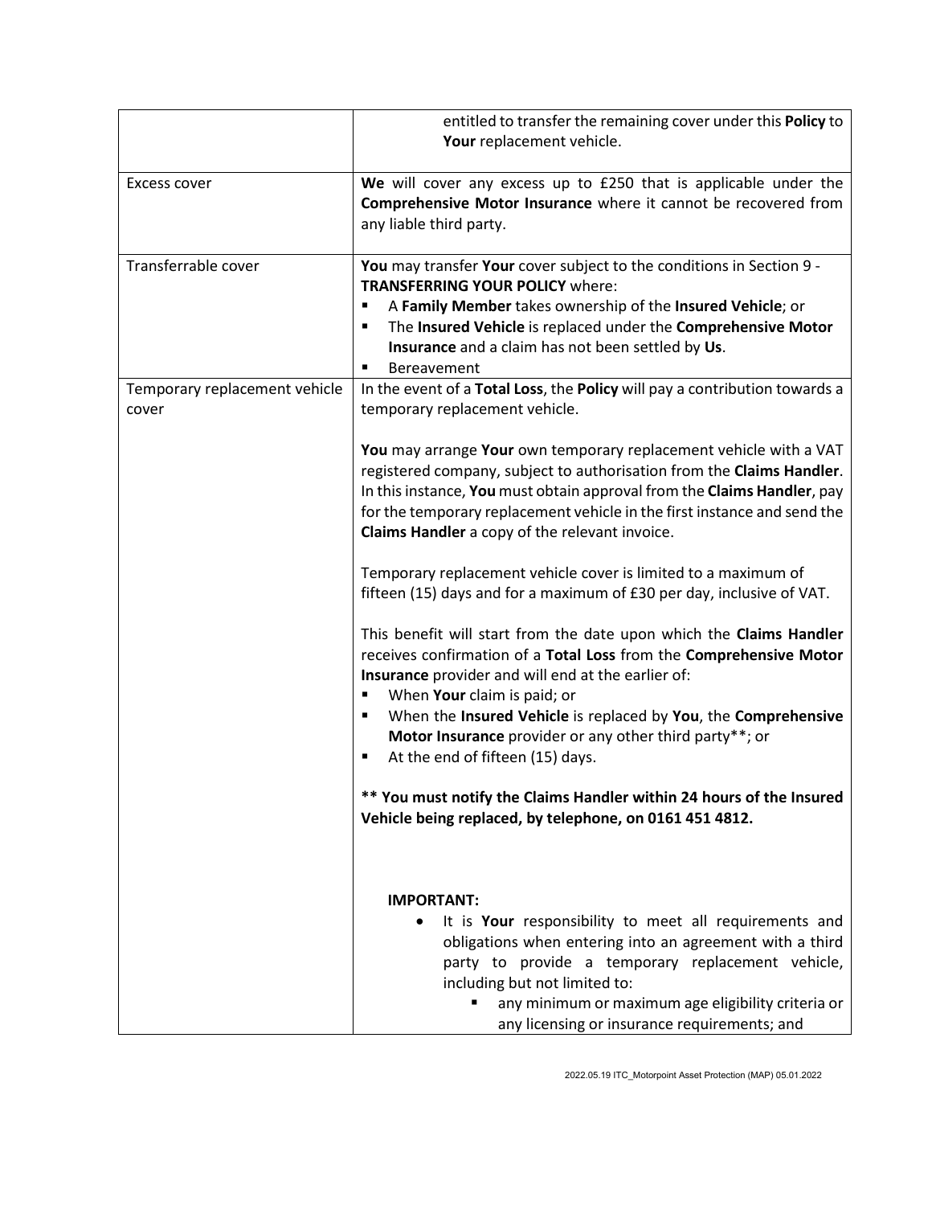| | |
|---|---|
| | entitled to transfer the remaining cover under this **Policy** to **Your** replacement vehicle. |
| Excess cover | **We** will cover any excess up to £250 that is applicable under the **Comprehensive Motor Insurance** where it cannot be recovered from any liable third party. |
| Transferrable cover | **You** may transfer **Your** cover subject to the conditions in Section 9 - **TRANSFERRING YOUR POLICY** where:<br>▪ A **Family Member** takes ownership of the **Insured Vehicle**; or<br>▪ The **Insured Vehicle** is replaced under the **Comprehensive Motor Insurance** and a claim has not been settled by **Us**.<br>▪ Bereavement |
| Temporary replacement vehicle cover | In the event of a **Total Loss**, the **Policy** will pay a contribution towards a temporary replacement vehicle.<br><br>**You** may arrange **Your** own temporary replacement vehicle with a VAT registered company, subject to authorisation from the **Claims Handler**. In this instance, **You** must obtain approval from the **Claims Handler**, pay for the temporary replacement vehicle in the first instance and send the **Claims Handler** a copy of the relevant invoice.<br><br>Temporary replacement vehicle cover is limited to a maximum of fifteen (15) days and for a maximum of £30 per day, inclusive of VAT.<br><br>This benefit will start from the date upon which the **Claims Handler** receives confirmation of a **Total Loss** from the **Comprehensive Motor Insurance** provider and will end at the earlier of:<br>▪ When **Your** claim is paid; or<br>▪ When the **Insured Vehicle** is replaced by **You**, the **Comprehensive Motor Insurance** provider or any other third party**; or<br>▪ At the end of fifteen (15) days.<br><br>**** You must notify the Claims Handler within 24 hours of the Insured Vehicle being replaced, by telephone, on 0161 451 4812.**<br><br>**IMPORTANT:**<br>• It is **Your** responsibility to meet all requirements and obligations when entering into an agreement with a third party to provide a temporary replacement vehicle, including but not limited to:<br>▪ any minimum or maximum age eligibility criteria or any licensing or insurance requirements; and |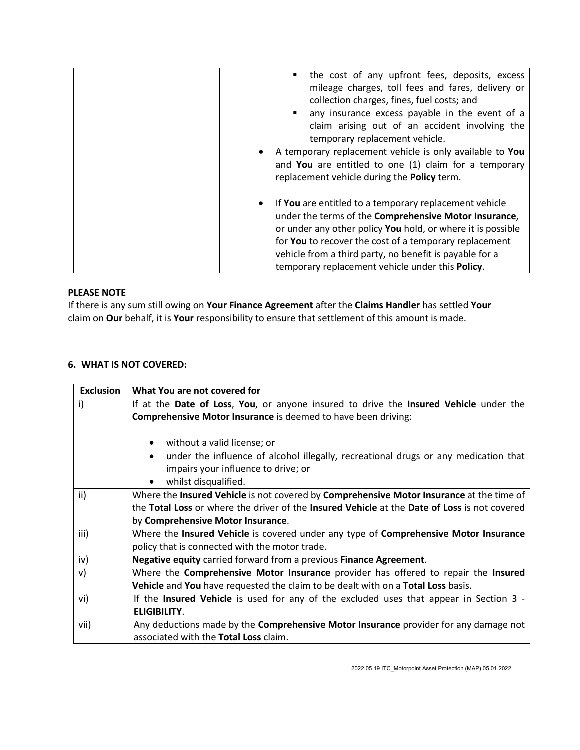| | |
|---|---|
| | ▪ the cost of any upfront fees, deposits, excess mileage charges, toll fees and fares, delivery or collection charges, fines, fuel costs; and<br>▪ any insurance excess payable in the event of a claim arising out of an accident involving the temporary replacement vehicle.<br>• A temporary replacement vehicle is only available to **You** and **You** are entitled to one (1) claim for a temporary replacement vehicle during the **Policy** term.<br>• If **You** are entitled to a temporary replacement vehicle under the terms of the **Comprehensive Motor Insurance**, or under any other policy **You** hold, or where it is possible for **You** to recover the cost of a temporary replacement vehicle from a third party, no benefit is payable for a temporary replacement vehicle under this **Policy**. |

**PLEASE NOTE**
If there is any sum still owing on **Your Finance Agreement** after the **Claims Handler** has settled **Your** claim on **Our** behalf, it is **Your** responsibility to ensure that settlement of this amount is made.

### 6. WHAT IS NOT COVERED:

| Exclusion | What You are not covered for |
|---|---|
| i) | If at the **Date of Loss**, **You**, or anyone insured to drive the **Insured Vehicle** under the **Comprehensive Motor Insurance** is deemed to have been driving:<br>• without a valid license; or<br>• under the influence of alcohol illegally, recreational drugs or any medication that impairs your influence to drive; or<br>• whilst disqualified. |
| ii) | Where the **Insured Vehicle** is not covered by **Comprehensive Motor Insurance** at the time of the **Total Loss** or where the driver of the **Insured Vehicle** at the **Date of Loss** is not covered by **Comprehensive Motor Insurance**. |
| iii) | Where the **Insured Vehicle** is covered under any type of **Comprehensive Motor Insurance** policy that is connected with the motor trade. |
| iv) | **Negative equity** carried forward from a previous **Finance Agreement**. |
| v) | Where the **Comprehensive Motor Insurance** provider has offered to repair the **Insured Vehicle** and **You** have requested the claim to be dealt with on a **Total Loss** basis. |
| vi) | If the **Insured Vehicle** is used for any of the excluded uses that appear in Section 3 - **ELIGIBILITY**. |
| vii) | Any deductions made by the **Comprehensive Motor Insurance** provider for any damage not associated with the **Total Loss** claim. |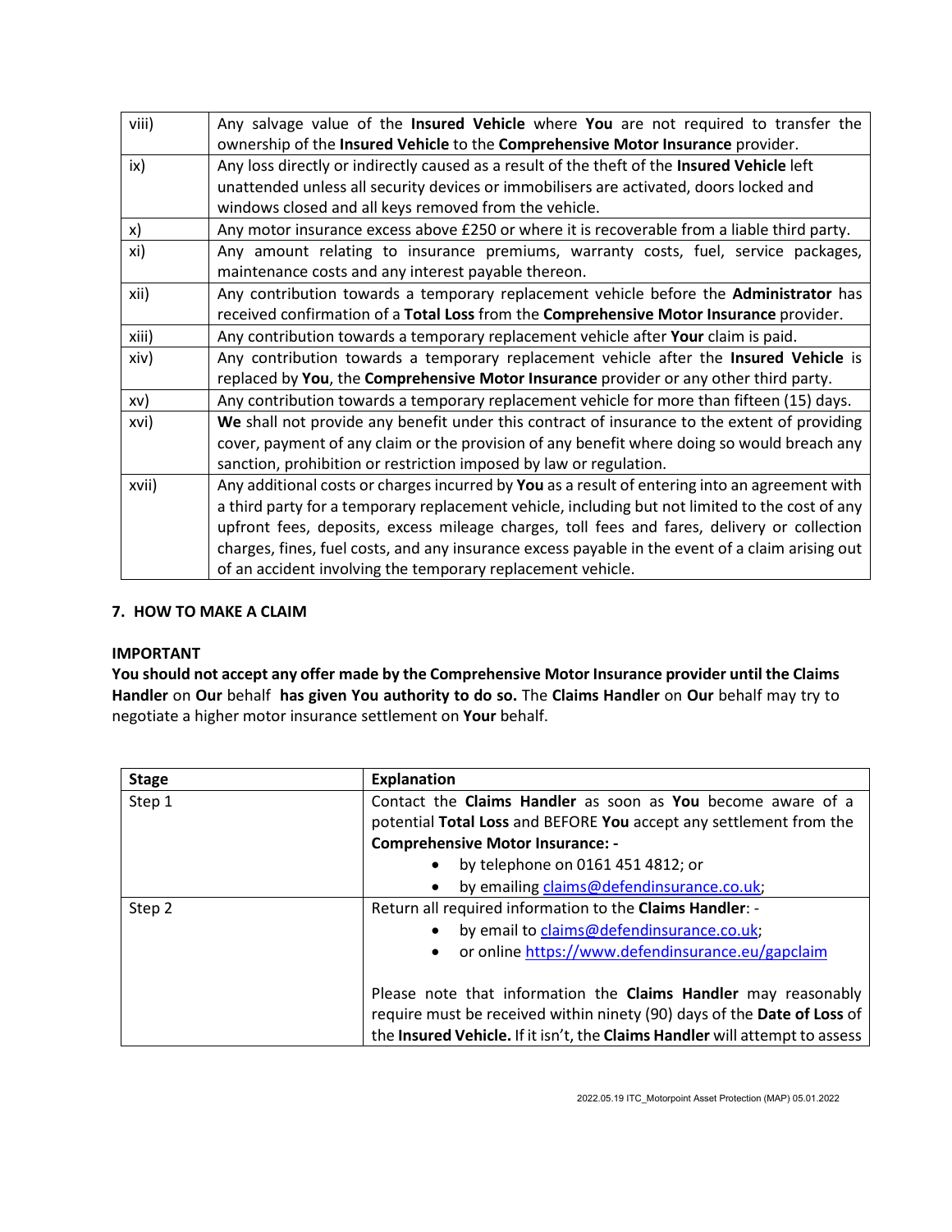| | |
|---|---|
| viii) | Any salvage value of the **Insured Vehicle** where **You** are not required to transfer the ownership of the **Insured Vehicle** to the **Comprehensive Motor Insurance** provider. |
| ix) | Any loss directly or indirectly caused as a result of the theft of the **Insured Vehicle** left unattended unless all security devices or immobilisers are activated, doors locked and windows closed and all keys removed from the vehicle. |
| x) | Any motor insurance excess above £250 or where it is recoverable from a liable third party. |
| xi) | Any amount relating to insurance premiums, warranty costs, fuel, service packages, maintenance costs and any interest payable thereon. |
| xii) | Any contribution towards a temporary replacement vehicle before the **Administrator** has received confirmation of a **Total Loss** from the **Comprehensive Motor Insurance** provider. |
| xiii) | Any contribution towards a temporary replacement vehicle after **Your** claim is paid. |
| xiv) | Any contribution towards a temporary replacement vehicle after the **Insured Vehicle** is replaced by **You**, the **Comprehensive Motor Insurance** provider or any other third party. |
| xv) | Any contribution towards a temporary replacement vehicle for more than fifteen (15) days. |
| xvi) | **We** shall not provide any benefit under this contract of insurance to the extent of providing cover, payment of any claim or the provision of any benefit where doing so would breach any sanction, prohibition or restriction imposed by law or regulation. |
| xvii) | Any additional costs or charges incurred by **You** as a result of entering into an agreement with a third party for a temporary replacement vehicle, including but not limited to the cost of any upfront fees, deposits, excess mileage charges, toll fees and fares, delivery or collection charges, fines, fuel costs, and any insurance excess payable in the event of a claim arising out of an accident involving the temporary replacement vehicle. |

## 7. HOW TO MAKE A CLAIM

**IMPORTANT**

**You should not accept any offer made by the Comprehensive Motor Insurance provider until the Claims Handler on Our behalf has given You authority to do so.** The **Claims Handler** on **Our** behalf may try to negotiate a higher motor insurance settlement on **Your** behalf.

| Stage | Explanation |
|---|---|
| Step 1 | Contact the **Claims Handler** as soon as **You** become aware of a potential **Total Loss** and BEFORE **You** accept any settlement from the **Comprehensive Motor Insurance: -**<br>• by telephone on 0161 451 4812; or<br>• by emailing claims@defendinsurance.co.uk; |
| Step 2 | Return all required information to the **Claims Handler**: -<br>• by email to claims@defendinsurance.co.uk;<br>• or online https://www.defendinsurance.eu/gapclaim<br><br>Please note that information the **Claims Handler** may reasonably require must be received within ninety (90) days of the **Date of Loss** of the **Insured Vehicle.** If it isn't, the **Claims Handler** will attempt to assess |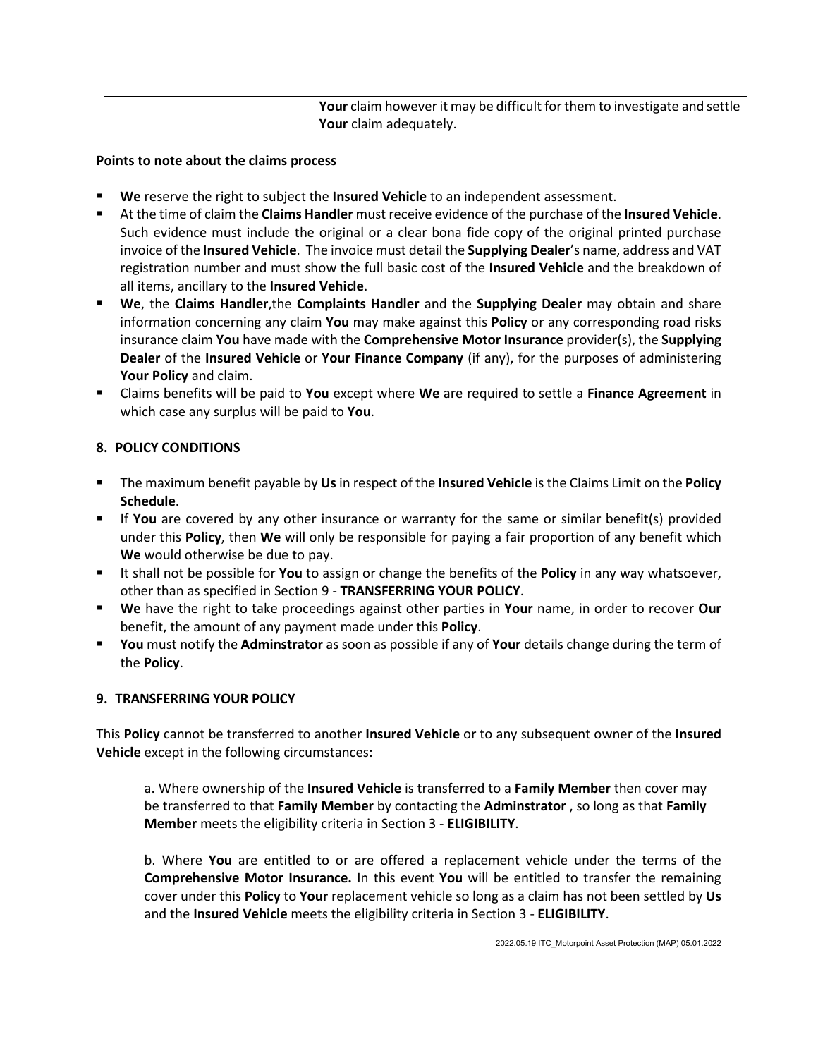| | |
|---|---|
| | **Your** claim however it may be difficult for them to investigate and settle **Your** claim adequately. |

**Points to note about the claims process**

- **We** reserve the right to subject the **Insured Vehicle** to an independent assessment.
- At the time of claim the **Claims Handler** must receive evidence of the purchase of the **Insured Vehicle**. Such evidence must include the original or a clear bona fide copy of the original printed purchase invoice of the **Insured Vehicle**. The invoice must detail the **Supplying Dealer**'s name, address and VAT registration number and must show the full basic cost of the **Insured Vehicle** and the breakdown of all items, ancillary to the **Insured Vehicle**.
- **We**, the **Claims Handler**,the **Complaints Handler** and the **Supplying Dealer** may obtain and share information concerning any claim **You** may make against this **Policy** or any corresponding road risks insurance claim **You** have made with the **Comprehensive Motor Insurance** provider(s), the **Supplying Dealer** of the **Insured Vehicle** or **Your Finance Company** (if any), for the purposes of administering **Your Policy** and claim.
- Claims benefits will be paid to **You** except where **We** are required to settle a **Finance Agreement** in which case any surplus will be paid to **You**.

## 8. POLICY CONDITIONS

- The maximum benefit payable by **Us** in respect of the **Insured Vehicle** is the Claims Limit on the **Policy Schedule**.
- If **You** are covered by any other insurance or warranty for the same or similar benefit(s) provided under this **Policy**, then **We** will only be responsible for paying a fair proportion of any benefit which **We** would otherwise be due to pay.
- It shall not be possible for **You** to assign or change the benefits of the **Policy** in any way whatsoever, other than as specified in Section 9 - **TRANSFERRING YOUR POLICY**.
- **We** have the right to take proceedings against other parties in **Your** name, in order to recover **Our** benefit, the amount of any payment made under this **Policy**.
- **You** must notify the **Adminstrator** as soon as possible if any of **Your** details change during the term of the **Policy**.

## 9. TRANSFERRING YOUR POLICY

This **Policy** cannot be transferred to another **Insured Vehicle** or to any subsequent owner of the **Insured Vehicle** except in the following circumstances:

a. Where ownership of the **Insured Vehicle** is transferred to a **Family Member** then cover may be transferred to that **Family Member** by contacting the **Adminstrator** , so long as that **Family Member** meets the eligibility criteria in Section 3 - **ELIGIBILITY**.

b. Where **You** are entitled to or are offered a replacement vehicle under the terms of the **Comprehensive Motor Insurance.** In this event **You** will be entitled to transfer the remaining cover under this **Policy** to **Your** replacement vehicle so long as a claim has not been settled by **Us** and the **Insured Vehicle** meets the eligibility criteria in Section 3 - **ELIGIBILITY**.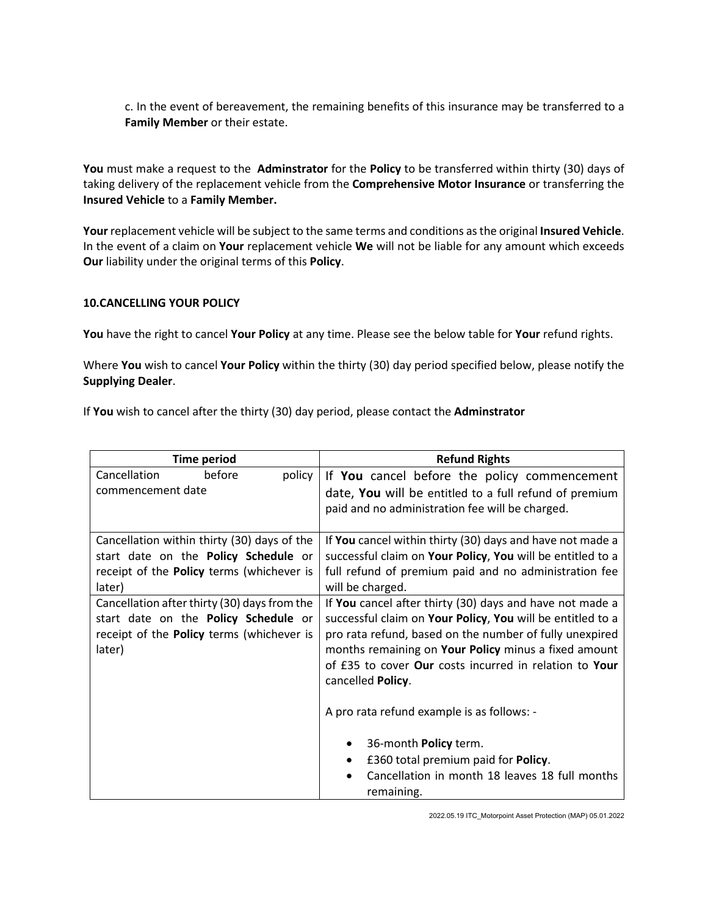c. In the event of bereavement, the remaining benefits of this insurance may be transferred to a **Family Member** or their estate.

**You** must make a request to the **Adminstrator** for the **Policy** to be transferred within thirty (30) days of taking delivery of the replacement vehicle from the **Comprehensive Motor Insurance** or transferring the **Insured Vehicle** to a **Family Member.**

**Your** replacement vehicle will be subject to the same terms and conditions as the original **Insured Vehicle**. In the event of a claim on **Your** replacement vehicle **We** will not be liable for any amount which exceeds **Our** liability under the original terms of this **Policy**.

### 10.CANCELLING YOUR POLICY

**You** have the right to cancel **Your Policy** at any time. Please see the below table for **Your** refund rights.

Where **You** wish to cancel **Your Policy** within the thirty (30) day period specified below, please notify the **Supplying Dealer**.

If **You** wish to cancel after the thirty (30) day period, please contact the **Adminstrator**

| Time period | Refund Rights |
| --- | --- |
| Cancellation before policy commencement date | If **You** cancel before the policy commencement date, **You** will be entitled to a full refund of premium paid and no administration fee will be charged. |
| Cancellation within thirty (30) days of the start date on the **Policy Schedule** or receipt of the **Policy** terms (whichever is later) | If **You** cancel within thirty (30) days and have not made a successful claim on **Your Policy**, **You** will be entitled to a full refund of premium paid and no administration fee will be charged. |
| Cancellation after thirty (30) days from the start date on the **Policy Schedule** or receipt of the **Policy** terms (whichever is later) | If **You** cancel after thirty (30) days and have not made a successful claim on **Your Policy**, **You** will be entitled to a pro rata refund, based on the number of fully unexpired months remaining on **Your Policy** minus a fixed amount of £35 to cover **Our** costs incurred in relation to **Your** cancelled **Policy**.<br><br>A pro rata refund example is as follows: -<br><br>• 36-month **Policy** term.<br>• £360 total premium paid for **Policy**.<br>• Cancellation in month 18 leaves 18 full months remaining. |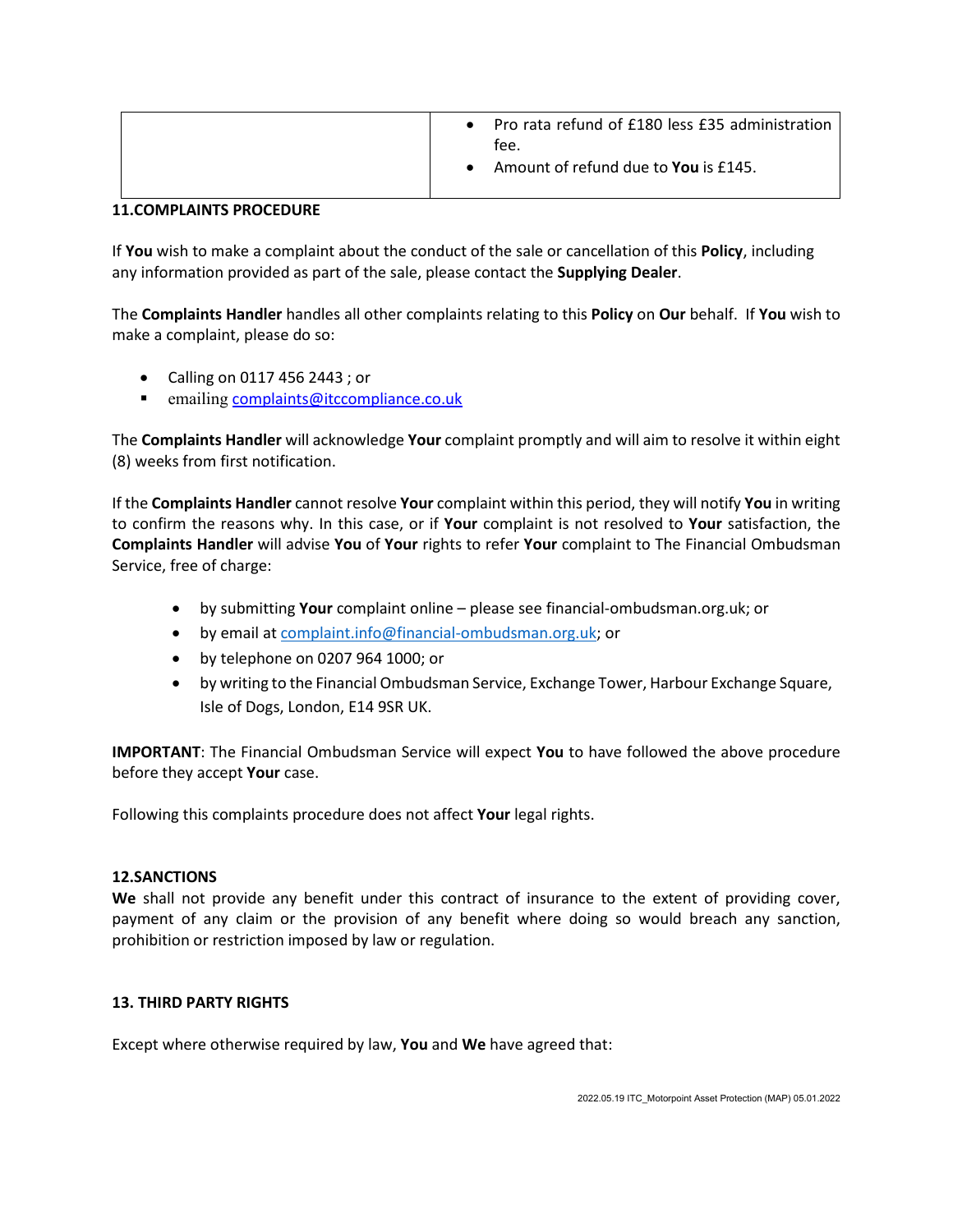| | |
|---|---|
| | • Pro rata refund of £180 less £35 administration fee.<br>• Amount of refund due to **You** is £145. |

**11.COMPLAINTS PROCEDURE**

If **You** wish to make a complaint about the conduct of the sale or cancellation of this **Policy**, including any information provided as part of the sale, please contact the **Supplying Dealer**.

The **Complaints Handler** handles all other complaints relating to this **Policy** on **Our** behalf. If **You** wish to make a complaint, please do so:

- Calling on 0117 456 2443 ; or
- emailing complaints@itccompliance.co.uk

The **Complaints Handler** will acknowledge **Your** complaint promptly and will aim to resolve it within eight (8) weeks from first notification.

If the **Complaints Handler** cannot resolve **Your** complaint within this period, they will notify **You** in writing to confirm the reasons why. In this case, or if **Your** complaint is not resolved to **Your** satisfaction, the **Complaints Handler** will advise **You** of **Your** rights to refer **Your** complaint to The Financial Ombudsman Service, free of charge:

- by submitting **Your** complaint online – please see financial-ombudsman.org.uk; or
- by email at complaint.info@financial-ombudsman.org.uk; or
- by telephone on 0207 964 1000; or
- by writing to the Financial Ombudsman Service, Exchange Tower, Harbour Exchange Square, Isle of Dogs, London, E14 9SR UK.

**IMPORTANT**: The Financial Ombudsman Service will expect **You** to have followed the above procedure before they accept **Your** case.

Following this complaints procedure does not affect **Your** legal rights.

**12.SANCTIONS**

**We** shall not provide any benefit under this contract of insurance to the extent of providing cover, payment of any claim or the provision of any benefit where doing so would breach any sanction, prohibition or restriction imposed by law or regulation.

**13. THIRD PARTY RIGHTS**

Except where otherwise required by law, **You** and **We** have agreed that: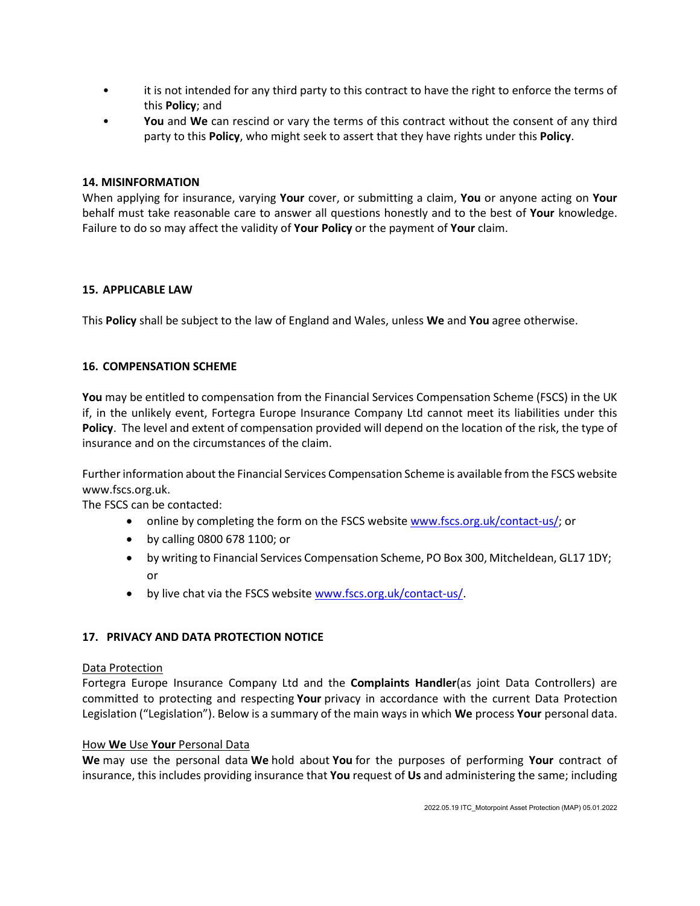- it is not intended for any third party to this contract to have the right to enforce the terms of this **Policy**; and
- **You** and **We** can rescind or vary the terms of this contract without the consent of any third party to this **Policy**, who might seek to assert that they have rights under this **Policy**.

**14. MISINFORMATION**

When applying for insurance, varying **Your** cover, or submitting a claim, **You** or anyone acting on **Your** behalf must take reasonable care to answer all questions honestly and to the best of **Your** knowledge. Failure to do so may affect the validity of **Your Policy** or the payment of **Your** claim.

**15. APPLICABLE LAW**

This **Policy** shall be subject to the law of England and Wales, unless **We** and **You** agree otherwise.

**16. COMPENSATION SCHEME**

**You** may be entitled to compensation from the Financial Services Compensation Scheme (FSCS) in the UK if, in the unlikely event, Fortegra Europe Insurance Company Ltd cannot meet its liabilities under this **Policy**. The level and extent of compensation provided will depend on the location of the risk, the type of insurance and on the circumstances of the claim.

Further information about the Financial Services Compensation Scheme is available from the FSCS website www.fscs.org.uk.

The FSCS can be contacted:

- online by completing the form on the FSCS website www.fscs.org.uk/contact-us/; or
- by calling 0800 678 1100; or
- by writing to Financial Services Compensation Scheme, PO Box 300, Mitcheldean, GL17 1DY; or
- by live chat via the FSCS website www.fscs.org.uk/contact-us/.

**17. PRIVACY AND DATA PROTECTION NOTICE**

Data Protection

Fortegra Europe Insurance Company Ltd and the **Complaints Handler**(as joint Data Controllers) are committed to protecting and respecting **Your** privacy in accordance with the current Data Protection Legislation ("Legislation"). Below is a summary of the main ways in which **We** process **Your** personal data.

How **We** Use **Your** Personal Data

**We** may use the personal data **We** hold about **You** for the purposes of performing **Your** contract of insurance, this includes providing insurance that **You** request of **Us** and administering the same; including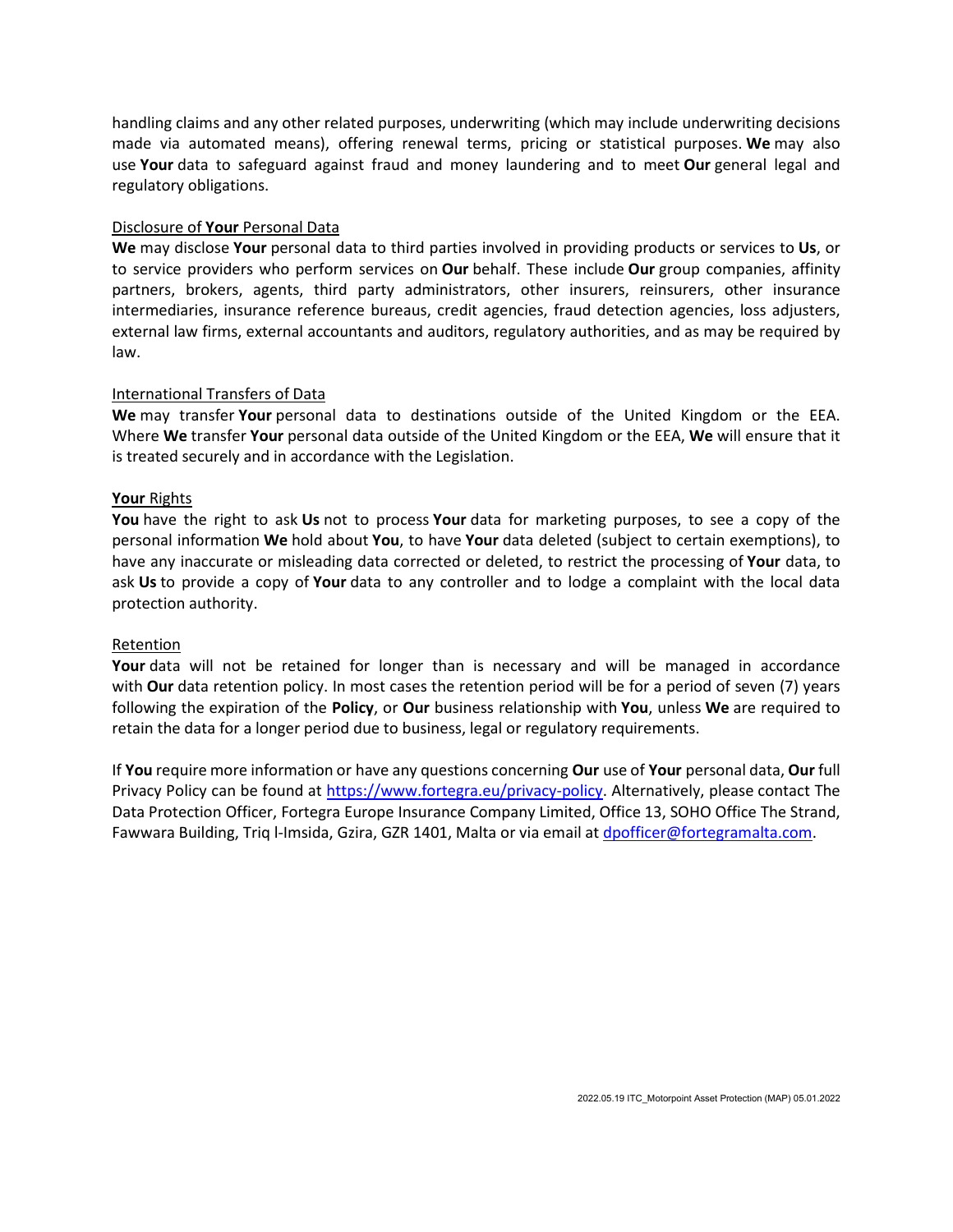handling claims and any other related purposes, underwriting (which may include underwriting decisions made via automated means), offering renewal terms, pricing or statistical purposes. **We** may also use **Your** data to safeguard against fraud and money laundering and to meet **Our** general legal and regulatory obligations.

Disclosure of **Your** Personal Data

**We** may disclose **Your** personal data to third parties involved in providing products or services to **Us**, or to service providers who perform services on **Our** behalf. These include **Our** group companies, affinity partners, brokers, agents, third party administrators, other insurers, reinsurers, other insurance intermediaries, insurance reference bureaus, credit agencies, fraud detection agencies, loss adjusters, external law firms, external accountants and auditors, regulatory authorities, and as may be required by law.

International Transfers of Data

**We** may transfer **Your** personal data to destinations outside of the United Kingdom or the EEA. Where **We** transfer **Your** personal data outside of the United Kingdom or the EEA, **We** will ensure that it is treated securely and in accordance with the Legislation.

**Your** Rights

**You** have the right to ask **Us** not to process **Your** data for marketing purposes, to see a copy of the personal information **We** hold about **You**, to have **Your** data deleted (subject to certain exemptions), to have any inaccurate or misleading data corrected or deleted, to restrict the processing of **Your** data, to ask **Us** to provide a copy of **Your** data to any controller and to lodge a complaint with the local data protection authority.

Retention

**Your** data will not be retained for longer than is necessary and will be managed in accordance with **Our** data retention policy. In most cases the retention period will be for a period of seven (7) years following the expiration of the **Policy**, or **Our** business relationship with **You**, unless **We** are required to retain the data for a longer period due to business, legal or regulatory requirements.

If **You** require more information or have any questions concerning **Our** use of **Your** personal data, **Our** full Privacy Policy can be found at https://www.fortegra.eu/privacy-policy. Alternatively, please contact The Data Protection Officer, Fortegra Europe Insurance Company Limited, Office 13, SOHO Office The Strand, Fawwara Building, Triq l-Imsida, Gzira, GZR 1401, Malta or via email at dpofficer@fortegramalta.com.